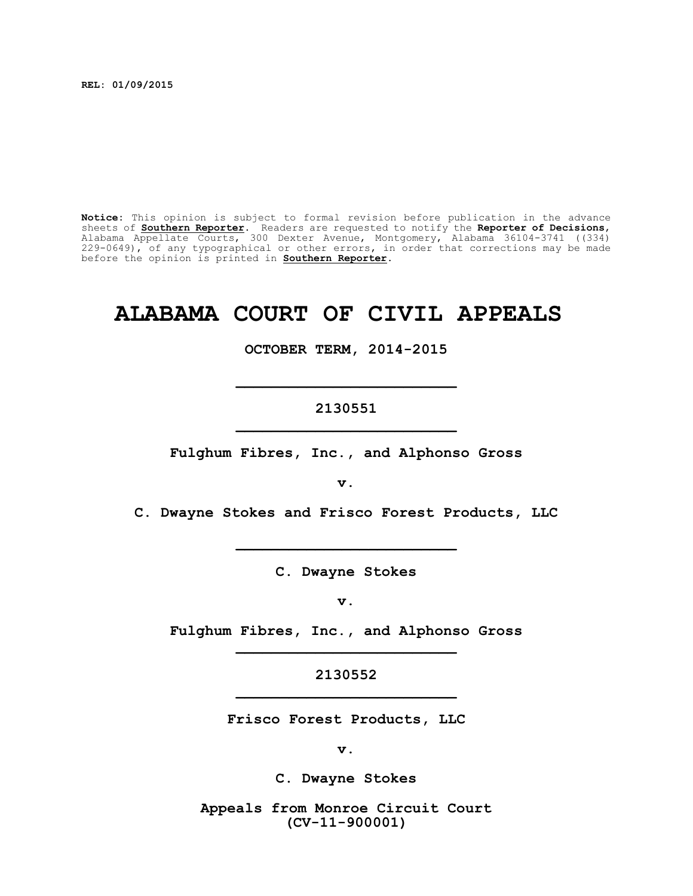REL: 01/09/2015

**Notice:** This opinion is subject to formal revision before publication in the advance sheets of **Southern Reporter**. Readers are requested to notify the **Reporter of Decisions**, Alabama Appellate Courts, 300 Dexter Avenue, Montgomery, Alabama 36104-3741 ((334) 229-0649), of any typographical or other errors, in order that corrections may be made before the opinion is printed in **Southern Reporter**.

# ALABAMA COURT OF CIVIL APPEALS

**OCTOBER TERM, 2014-2015**

---

**2130551**

---

**Fulghum Fibres, Inc., and Alphonso Gross**

**v.**

**C. Dwayne Stokes and Frisco Forest Products, LLC**

---

**C. Dwayne Stokes**

**v.**

**Fulghum Fibres, Inc., and Alphonso Gross**

---

**2130552**

---

**Frisco Forest Products, LLC**

**v.**

**C. Dwayne Stokes**

**Appeals from Monroe Circuit Court**
**(CV-11-900001)**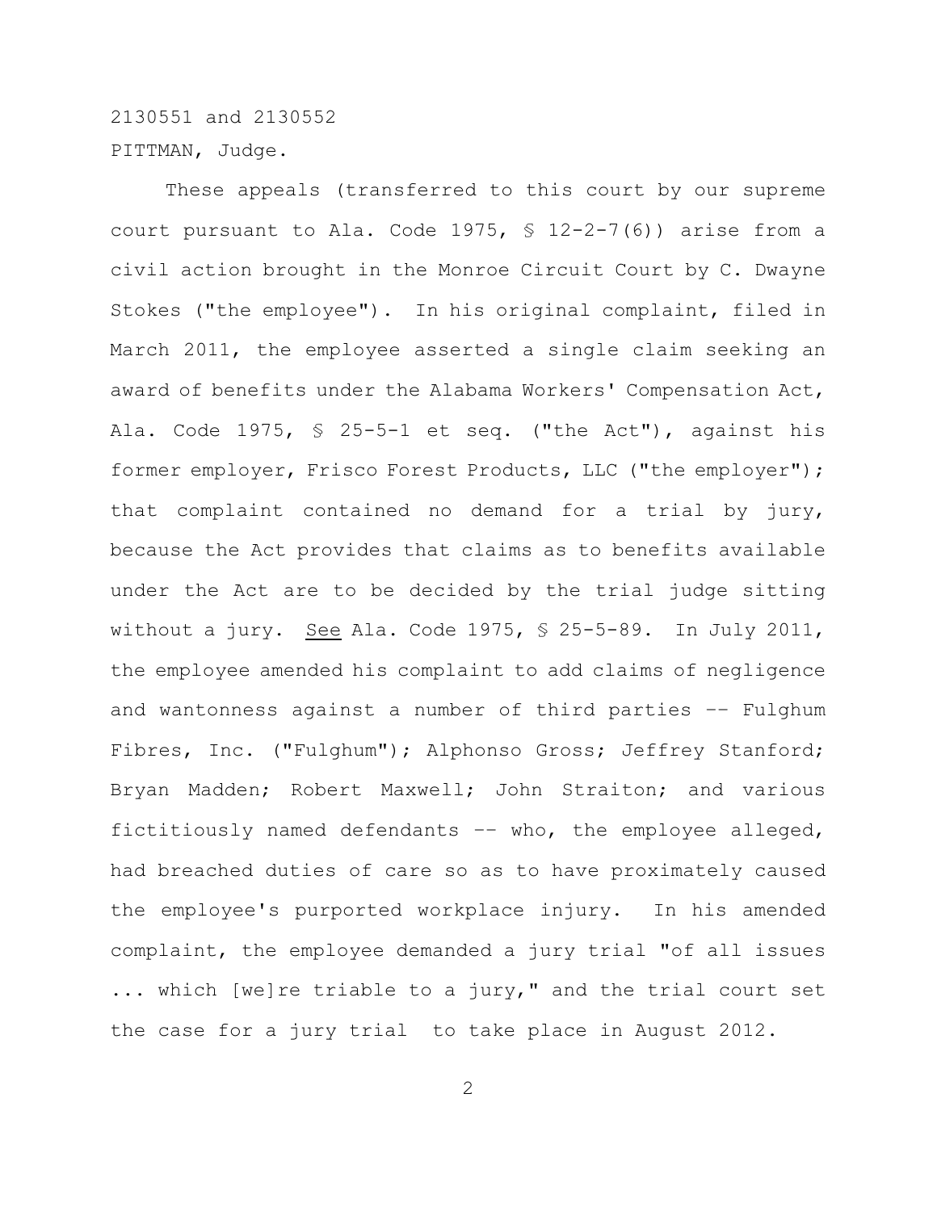2130551 and 2130552

PITTMAN, Judge.

These appeals (transferred to this court by our supreme court pursuant to Ala. Code 1975, § 12-2-7(6)) arise from a civil action brought in the Monroe Circuit Court by C. Dwayne Stokes ("the employee"). In his original complaint, filed in March 2011, the employee asserted a single claim seeking an award of benefits under the Alabama Workers' Compensation Act, Ala. Code 1975, § 25-5-1 et seq. ("the Act"), against his former employer, Frisco Forest Products, LLC ("the employer"); that complaint contained no demand for a trial by jury, because the Act provides that claims as to benefits available under the Act are to be decided by the trial judge sitting without a jury. See Ala. Code 1975, § 25-5-89. In July 2011, the employee amended his complaint to add claims of negligence and wantonness against a number of third parties -- Fulghum Fibres, Inc. ("Fulghum"); Alphonso Gross; Jeffrey Stanford; Bryan Madden; Robert Maxwell; John Straiton; and various fictitiously named defendants -- who, the employee alleged, had breached duties of care so as to have proximately caused the employee's purported workplace injury. In his amended complaint, the employee demanded a jury trial "of all issues ... which [we]re triable to a jury," and the trial court set the case for a jury trial to take place in August 2012.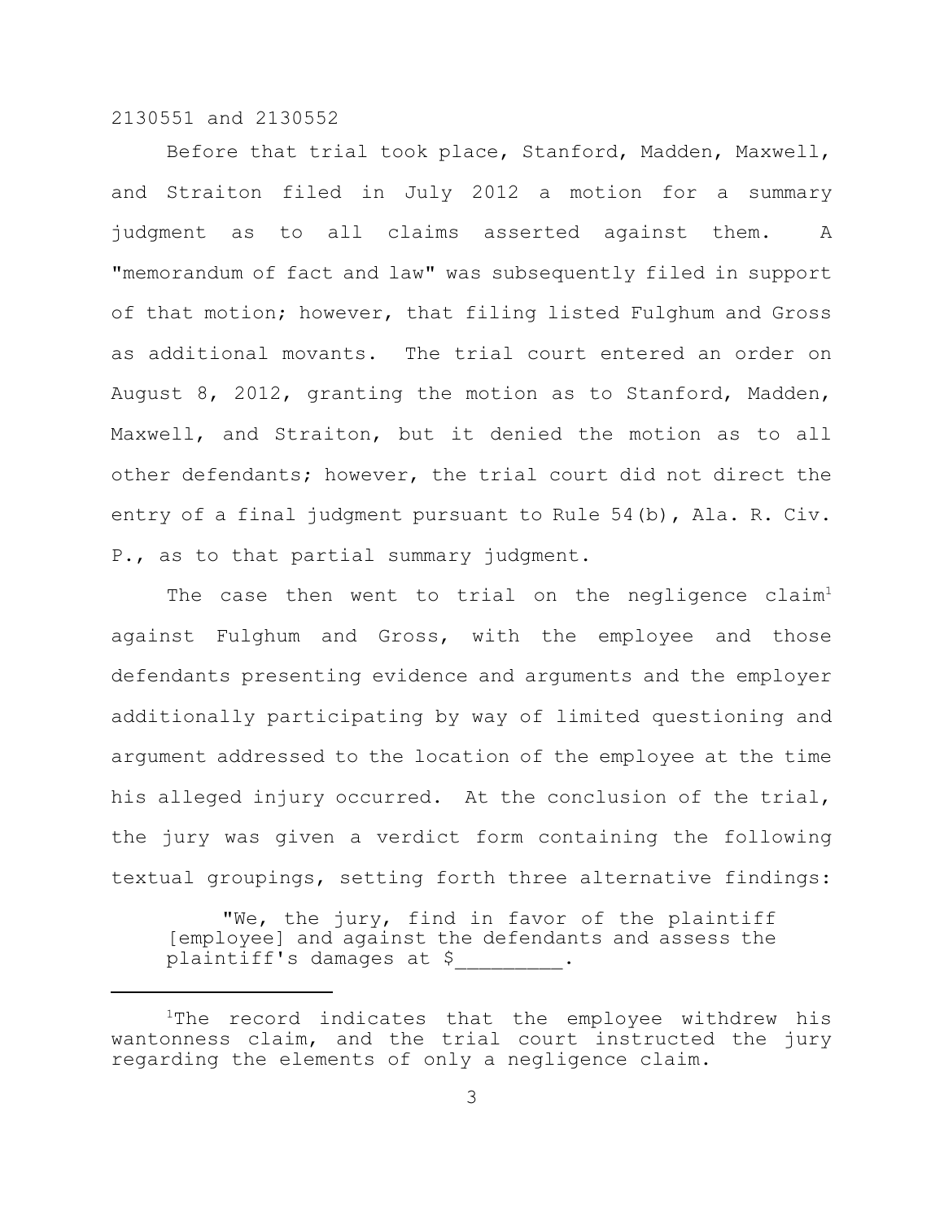Before that trial took place, Stanford, Madden, Maxwell, and Straiton filed in July 2012 a motion for a summary judgment as to all claims asserted against them. A "memorandum of fact and law" was subsequently filed in support of that motion; however, that filing listed Fulghum and Gross as additional movants. The trial court entered an order on August 8, 2012, granting the motion as to Stanford, Madden, Maxwell, and Straiton, but it denied the motion as to all other defendants; however, the trial court did not direct the entry of a final judgment pursuant to Rule 54(b), Ala. R. Civ. P., as to that partial summary judgment.

The case then went to trial on the negligence claim[1] against Fulghum and Gross, with the employee and those defendants presenting evidence and arguments and the employer additionally participating by way of limited questioning and argument addressed to the location of the employee at the time his alleged injury occurred. At the conclusion of the trial, the jury was given a verdict form containing the following textual groupings, setting forth three alternative findings:

> "We, the jury, find in favor of the plaintiff [employee] and against the defendants and assess the plaintiff's damages at $_________.

---

[1]The record indicates that the employee withdrew his wantonness claim, and the trial court instructed the jury regarding the elements of only a negligence claim.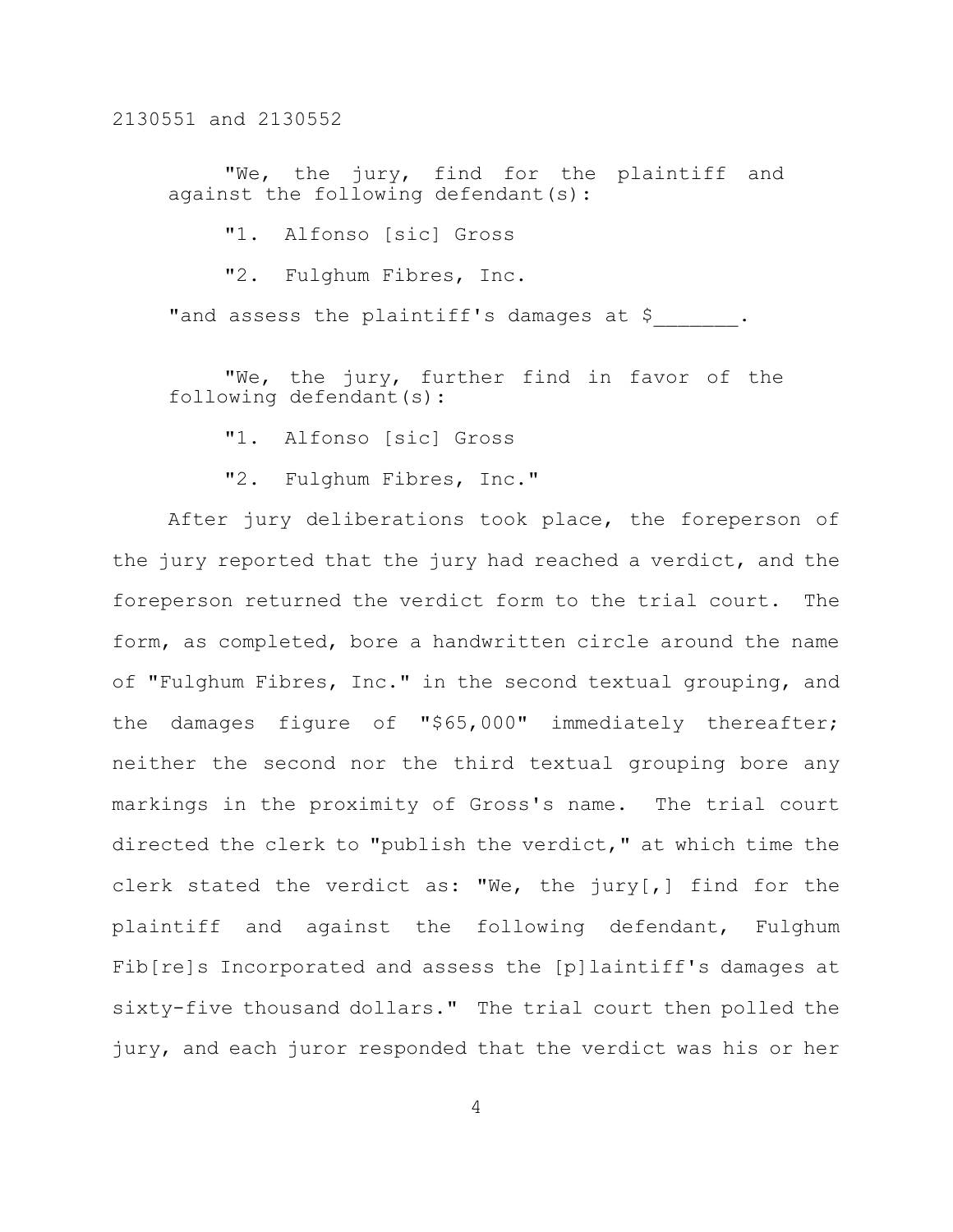"We, the jury, find for the plaintiff and against the following defendant(s):

"1. Alfonso [sic] Gross

"2. Fulghum Fibres, Inc.

"and assess the plaintiff's damages at $_______.

"We, the jury, further find in favor of the following defendant(s):

"1. Alfonso [sic] Gross

"2. Fulghum Fibres, Inc."

After jury deliberations took place, the foreperson of the jury reported that the jury had reached a verdict, and the foreperson returned the verdict form to the trial court. The form, as completed, bore a handwritten circle around the name of "Fulghum Fibres, Inc." in the second textual grouping, and the damages figure of "$65,000" immediately thereafter; neither the second nor the third textual grouping bore any markings in the proximity of Gross's name. The trial court directed the clerk to "publish the verdict," at which time the clerk stated the verdict as: "We, the jury[,] find for the plaintiff and against the following defendant, Fulghum Fib[re]s Incorporated and assess the [p]laintiff's damages at sixty-five thousand dollars." The trial court then polled the jury, and each juror responded that the verdict was his or her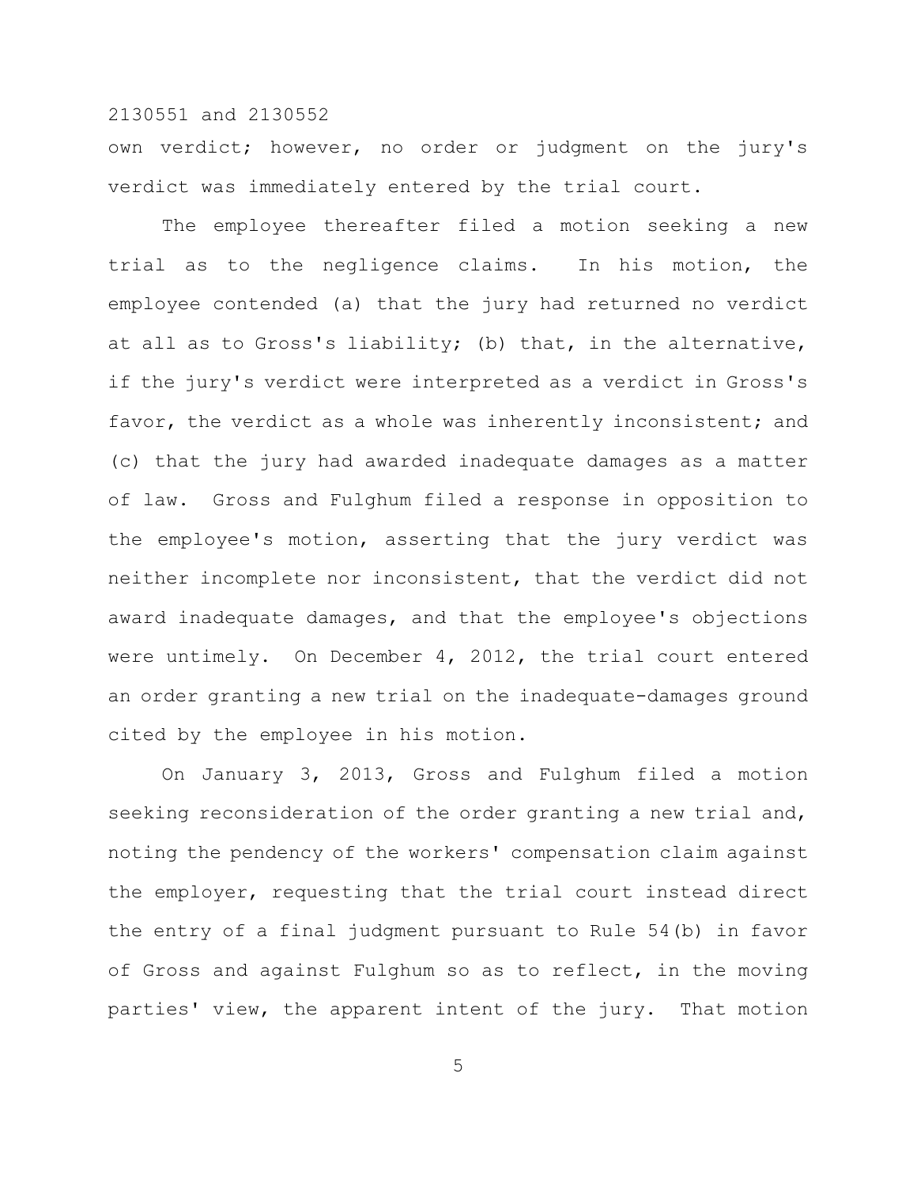own verdict; however, no order or judgment on the jury's verdict was immediately entered by the trial court.

The employee thereafter filed a motion seeking a new trial as to the negligence claims. In his motion, the employee contended (a) that the jury had returned no verdict at all as to Gross's liability; (b) that, in the alternative, if the jury's verdict were interpreted as a verdict in Gross's favor, the verdict as a whole was inherently inconsistent; and (c) that the jury had awarded inadequate damages as a matter of law. Gross and Fulghum filed a response in opposition to the employee's motion, asserting that the jury verdict was neither incomplete nor inconsistent, that the verdict did not award inadequate damages, and that the employee's objections were untimely. On December 4, 2012, the trial court entered an order granting a new trial on the inadequate-damages ground cited by the employee in his motion.

On January 3, 2013, Gross and Fulghum filed a motion seeking reconsideration of the order granting a new trial and, noting the pendency of the workers' compensation claim against the employer, requesting that the trial court instead direct the entry of a final judgment pursuant to Rule 54(b) in favor of Gross and against Fulghum so as to reflect, in the moving parties' view, the apparent intent of the jury. That motion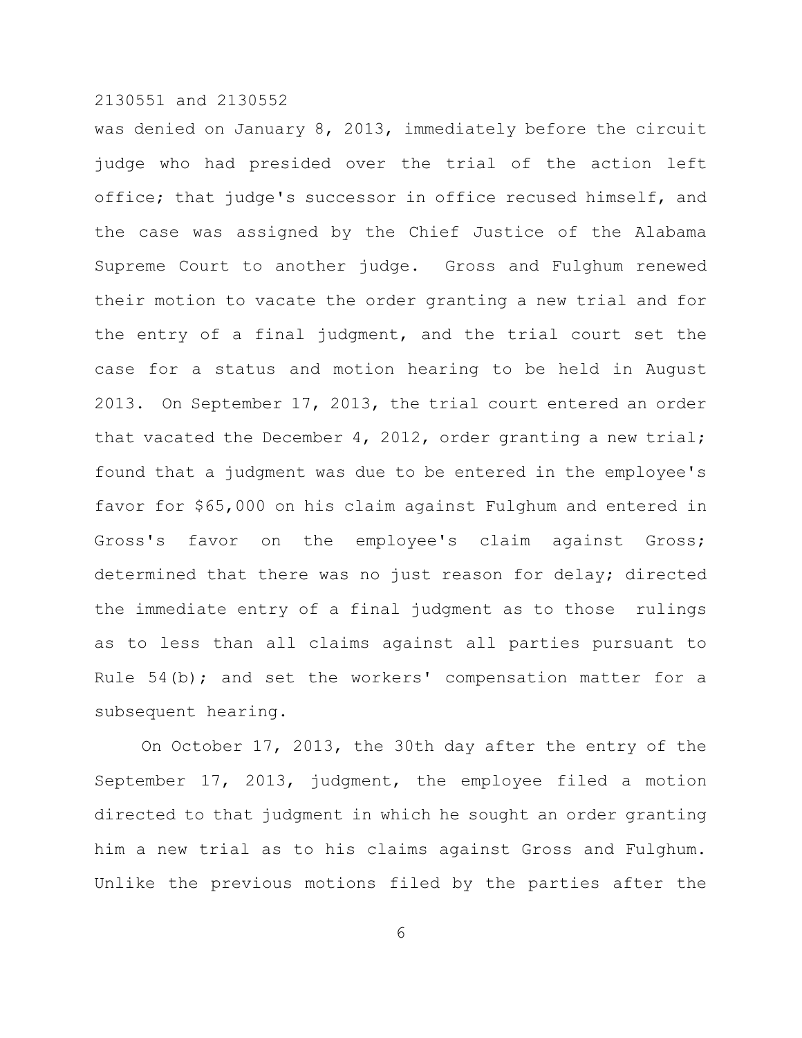was denied on January 8, 2013, immediately before the circuit judge who had presided over the trial of the action left office; that judge's successor in office recused himself, and the case was assigned by the Chief Justice of the Alabama Supreme Court to another judge. Gross and Fulghum renewed their motion to vacate the order granting a new trial and for the entry of a final judgment, and the trial court set the case for a status and motion hearing to be held in August 2013. On September 17, 2013, the trial court entered an order that vacated the December 4, 2012, order granting a new trial; found that a judgment was due to be entered in the employee's favor for $65,000 on his claim against Fulghum and entered in Gross's favor on the employee's claim against Gross; determined that there was no just reason for delay; directed the immediate entry of a final judgment as to those rulings as to less than all claims against all parties pursuant to Rule 54(b); and set the workers' compensation matter for a subsequent hearing.

On October 17, 2013, the 30th day after the entry of the September 17, 2013, judgment, the employee filed a motion directed to that judgment in which he sought an order granting him a new trial as to his claims against Gross and Fulghum. Unlike the previous motions filed by the parties after the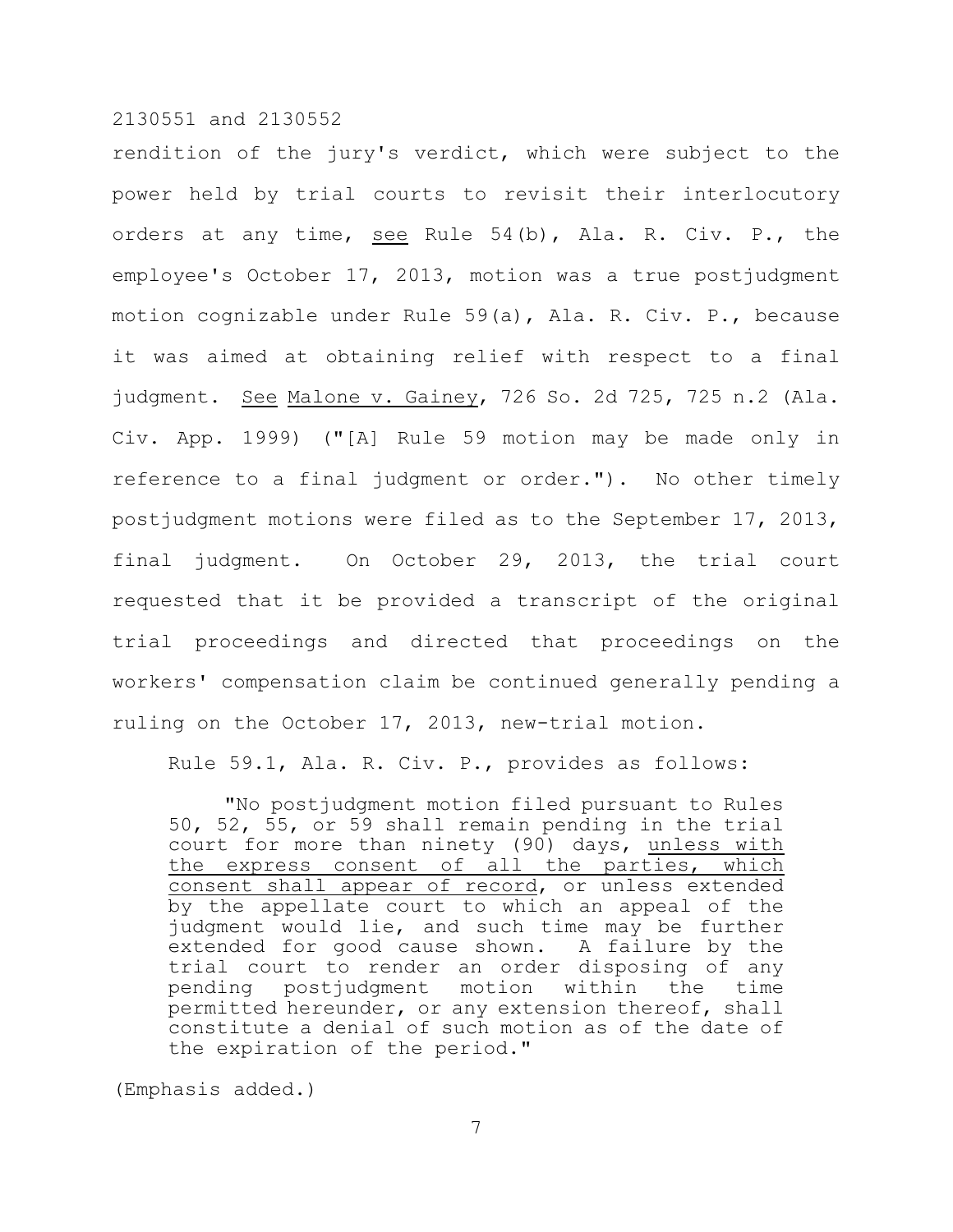rendition of the jury's verdict, which were subject to the power held by trial courts to revisit their interlocutory orders at any time, _see_ Rule 54(b), Ala. R. Civ. P., the employee's October 17, 2013, motion was a true postjudgment motion cognizable under Rule 59(a), Ala. R. Civ. P., because it was aimed at obtaining relief with respect to a final judgment. _See_ _Malone v. Gainey_, 726 So. 2d 725, 725 n.2 (Ala. Civ. App. 1999) ("[A] Rule 59 motion may be made only in reference to a final judgment or order."). No other timely postjudgment motions were filed as to the September 17, 2013, final judgment. On October 29, 2013, the trial court requested that it be provided a transcript of the original trial proceedings and directed that proceedings on the workers' compensation claim be continued generally pending a ruling on the October 17, 2013, new-trial motion.

Rule 59.1, Ala. R. Civ. P., provides as follows:

> "No postjudgment motion filed pursuant to Rules 50, 52, 55, or 59 shall remain pending in the trial court for more than ninety (90) days, _unless with the express consent of all the parties, which consent shall appear of record_, or unless extended by the appellate court to which an appeal of the judgment would lie, and such time may be further extended for good cause shown. A failure by the trial court to render an order disposing of any pending postjudgment motion within the time permitted hereunder, or any extension thereof, shall constitute a denial of such motion as of the date of the expiration of the period."

(Emphasis added.)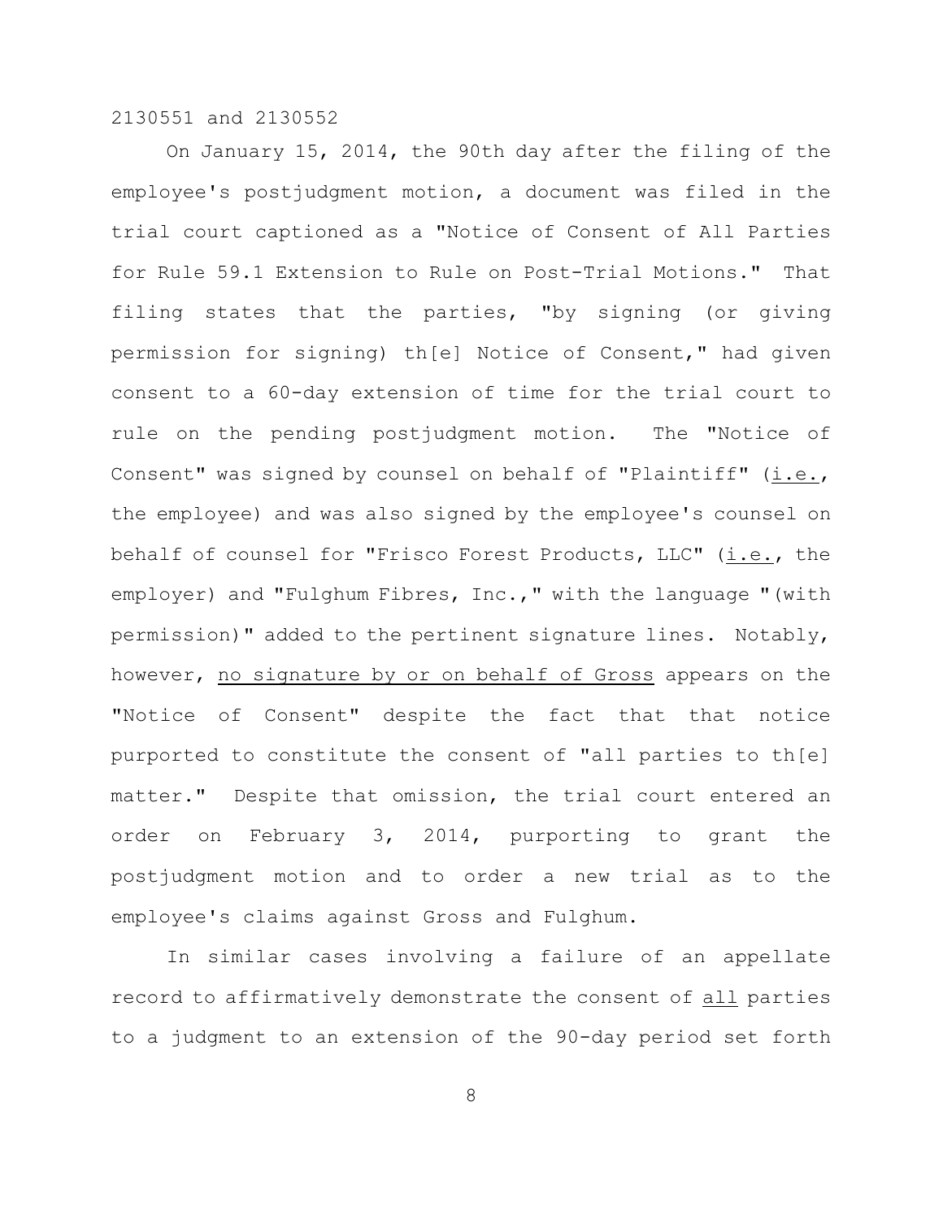On January 15, 2014, the 90th day after the filing of the employee's postjudgment motion, a document was filed in the trial court captioned as a "Notice of Consent of All Parties for Rule 59.1 Extension to Rule on Post-Trial Motions." That filing states that the parties, "by signing (or giving permission for signing) th[e] Notice of Consent," had given consent to a 60-day extension of time for the trial court to rule on the pending postjudgment motion. The "Notice of Consent" was signed by counsel on behalf of "Plaintiff" (i.e., the employee) and was also signed by the employee's counsel on behalf of counsel for "Frisco Forest Products, LLC" (i.e., the employer) and "Fulghum Fibres, Inc.," with the language "(with permission)" added to the pertinent signature lines. Notably, however, no signature by or on behalf of Gross appears on the "Notice of Consent" despite the fact that that notice purported to constitute the consent of "all parties to th[e] matter." Despite that omission, the trial court entered an order on February 3, 2014, purporting to grant the postjudgment motion and to order a new trial as to the employee's claims against Gross and Fulghum.

In similar cases involving a failure of an appellate record to affirmatively demonstrate the consent of all parties to a judgment to an extension of the 90-day period set forth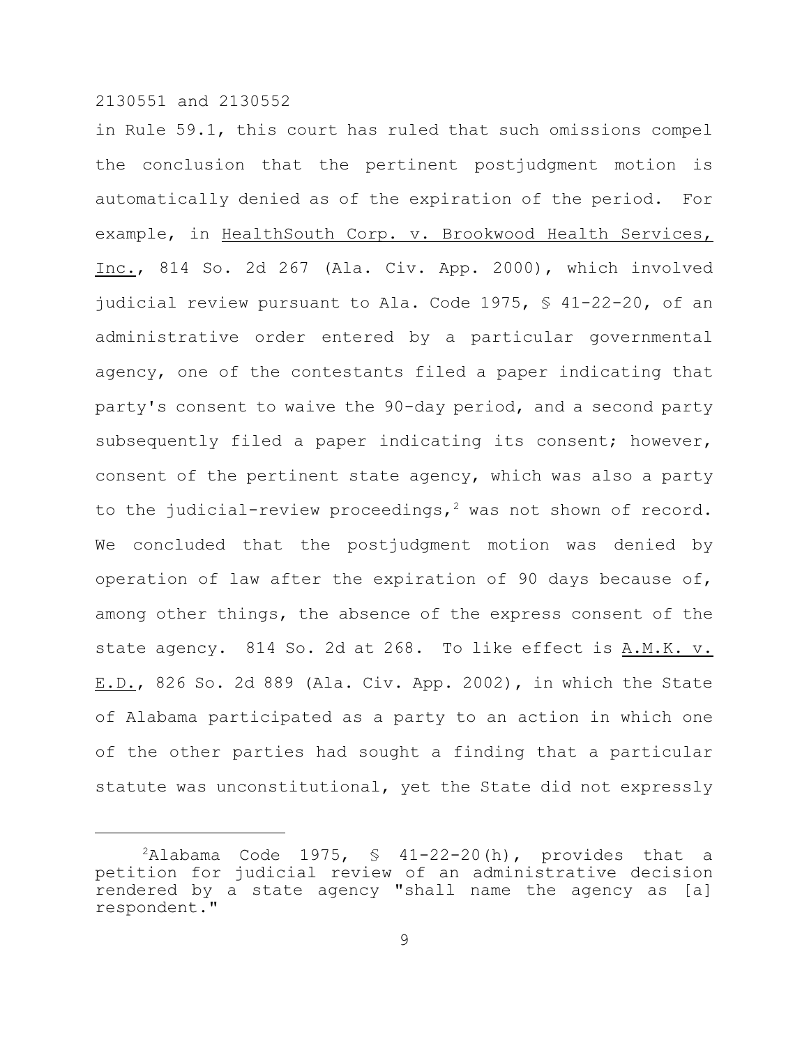in Rule 59.1, this court has ruled that such omissions compel the conclusion that the pertinent postjudgment motion is automatically denied as of the expiration of the period. For example, in HealthSouth Corp. v. Brookwood Health Services, Inc., 814 So. 2d 267 (Ala. Civ. App. 2000), which involved judicial review pursuant to Ala. Code 1975, § 41-22-20, of an administrative order entered by a particular governmental agency, one of the contestants filed a paper indicating that party's consent to waive the 90-day period, and a second party subsequently filed a paper indicating its consent; however, consent of the pertinent state agency, which was also a party to the judicial-review proceedings,[2] was not shown of record. We concluded that the postjudgment motion was denied by operation of law after the expiration of 90 days because of, among other things, the absence of the express consent of the state agency. 814 So. 2d at 268. To like effect is A.M.K. v. E.D., 826 So. 2d 889 (Ala. Civ. App. 2002), in which the State of Alabama participated as a party to an action in which one of the other parties had sought a finding that a particular statute was unconstitutional, yet the State did not expressly

---

[2]Alabama Code 1975, § 41-22-20(h), provides that a petition for judicial review of an administrative decision rendered by a state agency "shall name the agency as [a] respondent."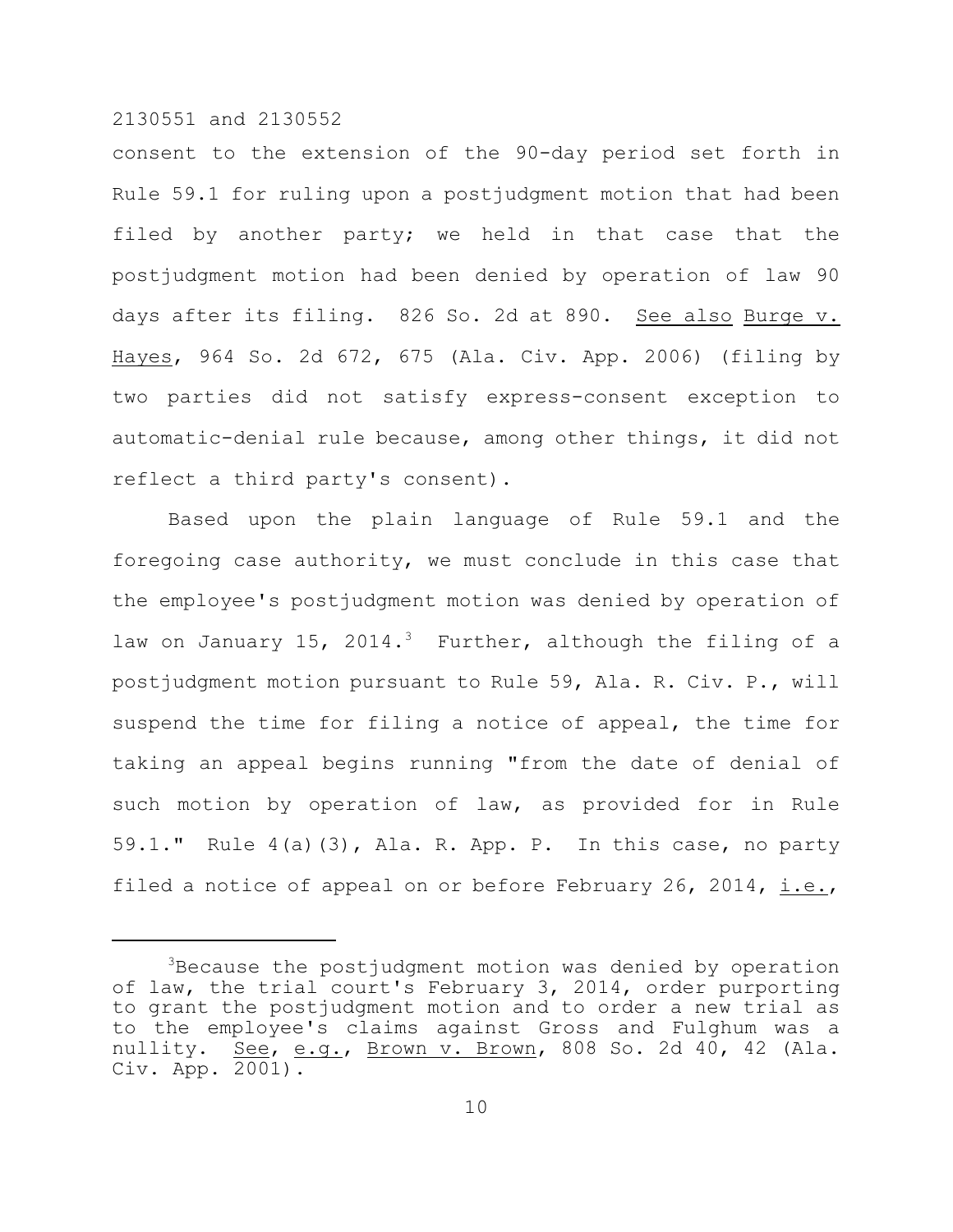consent to the extension of the 90-day period set forth in Rule 59.1 for ruling upon a postjudgment motion that had been filed by another party; we held in that case that the postjudgment motion had been denied by operation of law 90 days after its filing. 826 So. 2d at 890. See also Burge v. Hayes, 964 So. 2d 672, 675 (Ala. Civ. App. 2006) (filing by two parties did not satisfy express-consent exception to automatic-denial rule because, among other things, it did not reflect a third party's consent).

Based upon the plain language of Rule 59.1 and the foregoing case authority, we must conclude in this case that the employee's postjudgment motion was denied by operation of law on January 15, 2014.[3] Further, although the filing of a postjudgment motion pursuant to Rule 59, Ala. R. Civ. P., will suspend the time for filing a notice of appeal, the time for taking an appeal begins running "from the date of denial of such motion by operation of law, as provided for in Rule 59.1." Rule 4(a)(3), Ala. R. App. P. In this case, no party filed a notice of appeal on or before February 26, 2014, i.e.,

---

[3]Because the postjudgment motion was denied by operation of law, the trial court's February 3, 2014, order purporting to grant the postjudgment motion and to order a new trial as to the employee's claims against Gross and Fulghum was a nullity. See, e.g., Brown v. Brown, 808 So. 2d 40, 42 (Ala. Civ. App. 2001).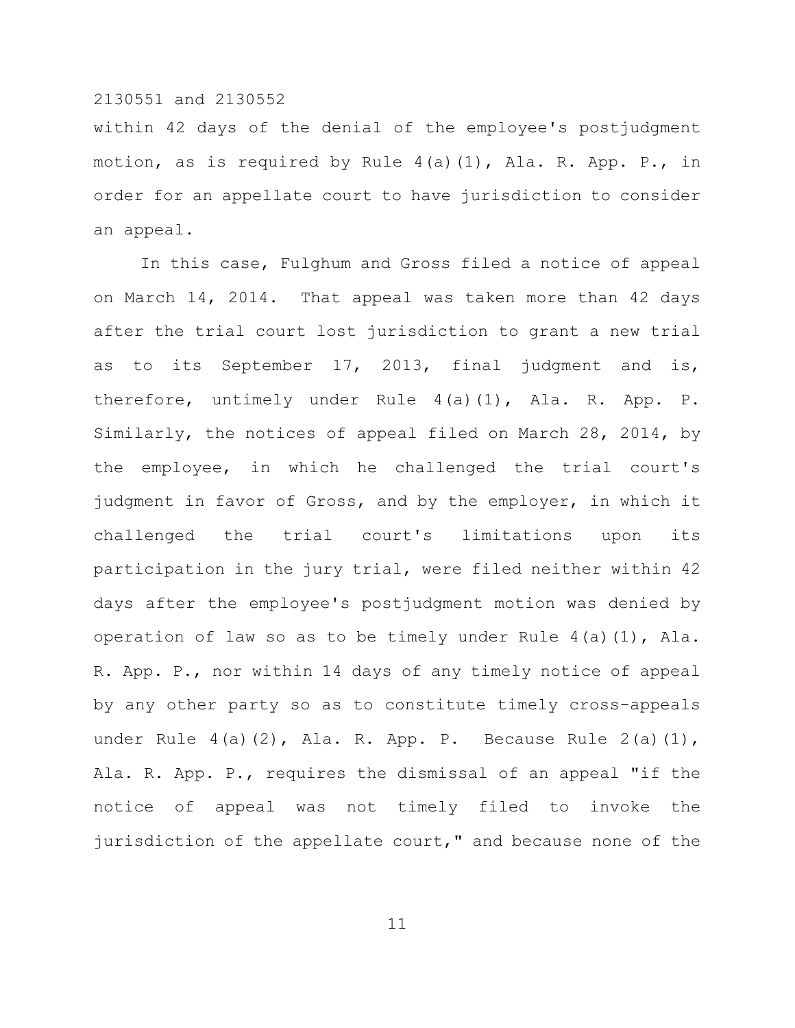within 42 days of the denial of the employee's postjudgment motion, as is required by Rule 4(a)(1), Ala. R. App. P., in order for an appellate court to have jurisdiction to consider an appeal.

In this case, Fulghum and Gross filed a notice of appeal on March 14, 2014. That appeal was taken more than 42 days after the trial court lost jurisdiction to grant a new trial as to its September 17, 2013, final judgment and is, therefore, untimely under Rule 4(a)(1), Ala. R. App. P. Similarly, the notices of appeal filed on March 28, 2014, by the employee, in which he challenged the trial court's judgment in favor of Gross, and by the employer, in which it challenged the trial court's limitations upon its participation in the jury trial, were filed neither within 42 days after the employee's postjudgment motion was denied by operation of law so as to be timely under Rule 4(a)(1), Ala. R. App. P., nor within 14 days of any timely notice of appeal by any other party so as to constitute timely cross-appeals under Rule 4(a)(2), Ala. R. App. P. Because Rule 2(a)(1), Ala. R. App. P., requires the dismissal of an appeal "if the notice of appeal was not timely filed to invoke the jurisdiction of the appellate court," and because none of the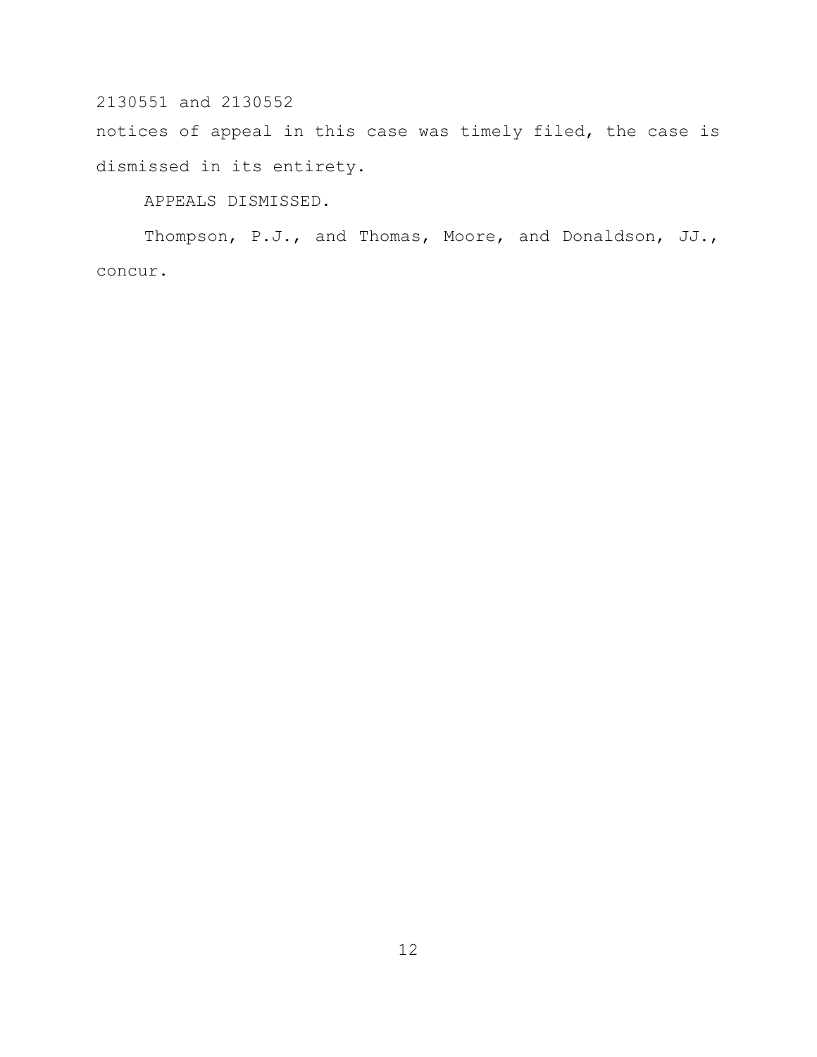notices of appeal in this case was timely filed, the case is dismissed in its entirety.

APPEALS DISMISSED.

Thompson, P.J., and Thomas, Moore, and Donaldson, JJ., concur.